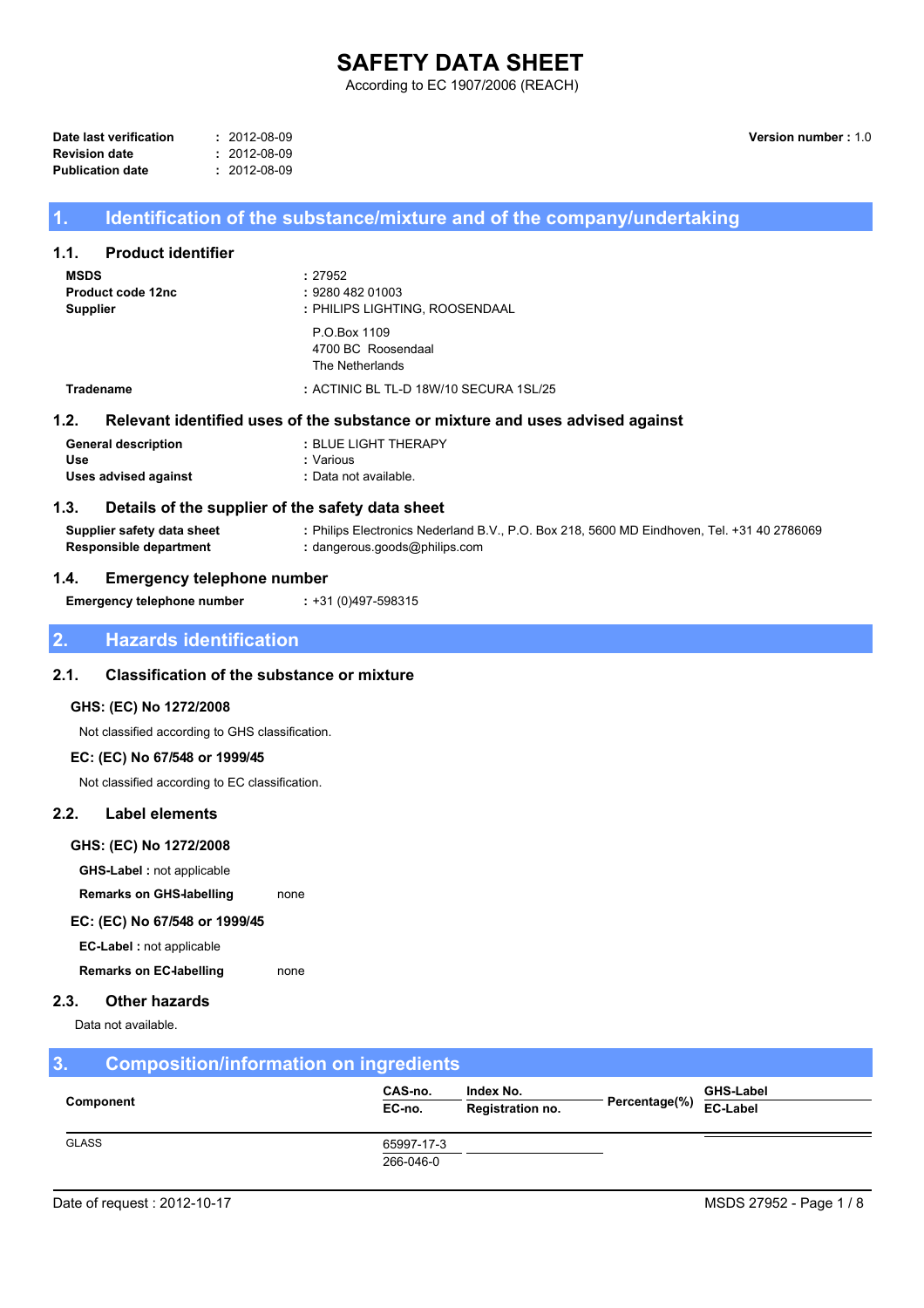# SAFETY DATA SHEET

According to EC 1907/2006 (REACH)

**Date last verification** : 2012-08-09
**Revision date** : 2012-08-09
**Publication date** : 2012-08-09

**Version number :** 1.0

## 1. Identification of the substance/mixture and of the company/undertaking

### 1.1. Product identifier

**MSDS** : 27952
**Product code 12nc** : 9280 482 01003
**Supplier** : PHILIPS LIGHTING, ROOSENDAAL

P.O.Box 1109
4700 BC Roosendaal
The Netherlands

**Tradename** : ACTINIC BL TL-D 18W/10 SECURA 1SL/25

### 1.2. Relevant identified uses of the substance or mixture and uses advised against

**General description** : BLUE LIGHT THERAPY
**Use** : Various
**Uses advised against** : Data not available.

### 1.3. Details of the supplier of the safety data sheet

**Supplier safety data sheet** : Philips Electronics Nederland B.V., P.O. Box 218, 5600 MD Eindhoven, Tel. +31 40 2786069
**Responsible department** : dangerous.goods@philips.com

### 1.4. Emergency telephone number

**Emergency telephone number** : +31 (0)497-598315

## 2. Hazards identification

### 2.1. Classification of the substance or mixture

**GHS: (EC) No 1272/2008**

Not classified according to GHS classification.

**EC: (EC) No 67/548 or 1999/45**

Not classified according to EC classification.

### 2.2. Label elements

**GHS: (EC) No 1272/2008**

**GHS-Label :** not applicable

**Remarks on GHS-labelling** none

**EC: (EC) No 67/548 or 1999/45**

**EC-Label :** not applicable

**Remarks on EC-labelling** none

### 2.3. Other hazards

Data not available.

## 3. Composition/information on ingredients

| Component | CAS-no. / EC-no. | Index No. / Registration no. | Percentage(%) | GHS-Label / EC-Label |
|---|---|---|---|---|
| GLASS | 65997-17-3 / 266-046-0 | | | |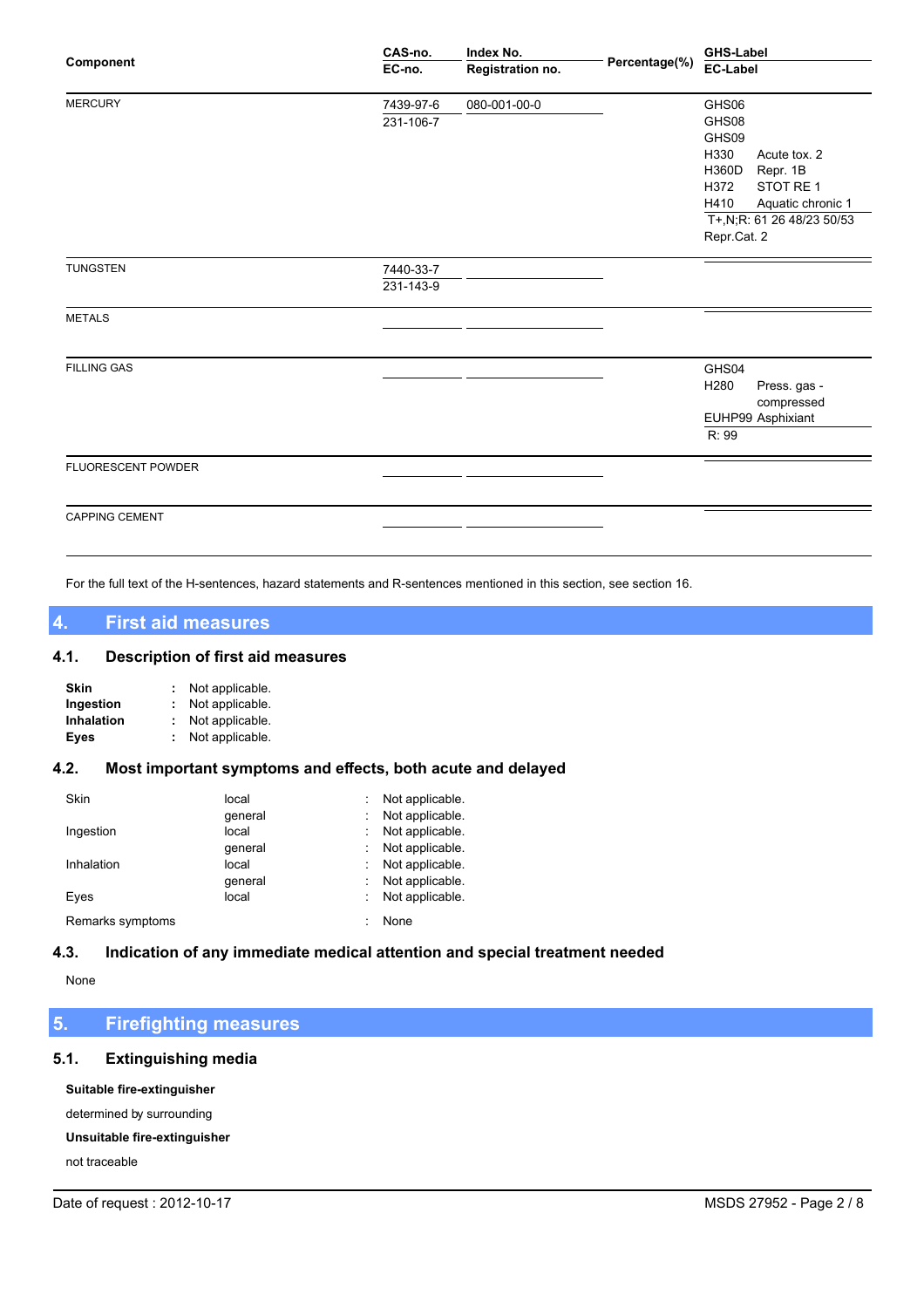| Component | CAS-no.<br>EC-no. | Index No.<br>Registration no. | Percentage(%) | GHS-Label<br>EC-Label |
|---|---|---|---|---|
| MERCURY | 7439-97-6<br>231-106-7 | 080-001-00-0 | | GHS06<br>GHS08<br>GHS09<br>H330 Acute tox. 2<br>H360D Repr. 1B<br>H372 STOT RE 1<br>H410 Aquatic chronic 1<br>T+,N;R: 61 26 48/23 50/53<br>Repr.Cat. 2 |
| TUNGSTEN | 7440-33-7<br>231-143-9 | | | |
| METALS | | | | |
| FILLING GAS | | | | GHS04<br>H280 Press. gas - compressed<br>EUHP99 Asphixiant<br>R: 99 |
| FLUORESCENT POWDER | | | | |
| CAPPING CEMENT | | | | |

For the full text of the H-sentences, hazard statements and R-sentences mentioned in this section, see section 16.

# 4. First aid measures

## 4.1. Description of first aid measures

**Skin** : Not applicable.
**Ingestion** : Not applicable.
**Inhalation** : Not applicable.
**Eyes** : Not applicable.

## 4.2. Most important symptoms and effects, both acute and delayed

| | | |
|---|---|---|
| Skin | local | : Not applicable. |
| | general | : Not applicable. |
| Ingestion | local | : Not applicable. |
| | general | : Not applicable. |
| Inhalation | local | : Not applicable. |
| | general | : Not applicable. |
| Eyes | local | : Not applicable. |
| Remarks symptoms | | : None |

## 4.3. Indication of any immediate medical attention and special treatment needed

None

# 5. Firefighting measures

## 5.1. Extinguishing media

**Suitable fire-extinguisher**

determined by surrounding

**Unsuitable fire-extinguisher**

not traceable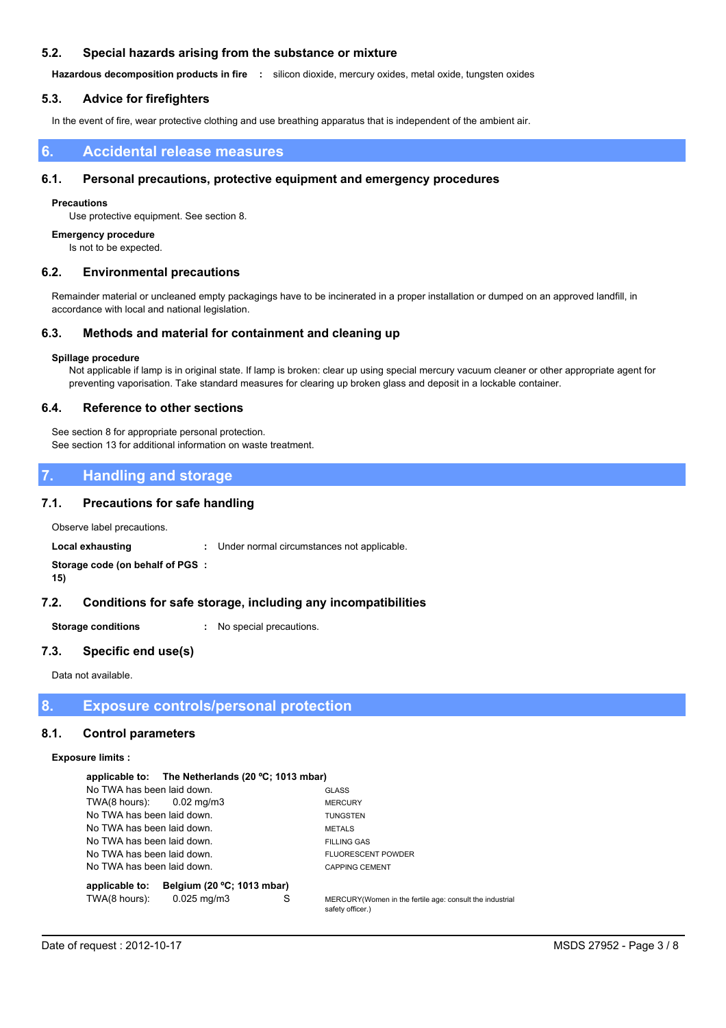### 5.2. Special hazards arising from the substance or mixture

**Hazardous decomposition products in fire** : silicon dioxide, mercury oxides, metal oxide, tungsten oxides

### 5.3. Advice for firefighters

In the event of fire, wear protective clothing and use breathing apparatus that is independent of the ambient air.

## 6. Accidental release measures

### 6.1. Personal precautions, protective equipment and emergency procedures

**Precautions**

Use protective equipment. See section 8.

**Emergency procedure**

Is not to be expected.

### 6.2. Environmental precautions

Remainder material or uncleaned empty packagings have to be incinerated in a proper installation or dumped on an approved landfill, in accordance with local and national legislation.

### 6.3. Methods and material for containment and cleaning up

**Spillage procedure**

Not applicable if lamp is in original state. If lamp is broken: clear up using special mercury vacuum cleaner or other appropriate agent for preventing vaporisation. Take standard measures for clearing up broken glass and deposit in a lockable container.

### 6.4. Reference to other sections

See section 8 for appropriate personal protection.
See section 13 for additional information on waste treatment.

## 7. Handling and storage

### 7.1. Precautions for safe handling

Observe label precautions.

**Local exhausting** : Under normal circumstances not applicable.

**Storage code (on behalf of PGS 15)** :

### 7.2. Conditions for safe storage, including any incompatibilities

**Storage conditions** : No special precautions.

### 7.3. Specific end use(s)

Data not available.

## 8. Exposure controls/personal protection

### 8.1. Control parameters

**Exposure limits :**

**applicable to: The Netherlands (20 ºC; 1013 mbar)**

| Limit | | Component |
|---|---|---|
| No TWA has been laid down. | | GLASS |
| TWA(8 hours): 0.02 mg/m3 | | MERCURY |
| No TWA has been laid down. | | TUNGSTEN |
| No TWA has been laid down. | | METALS |
| No TWA has been laid down. | | FILLING GAS |
| No TWA has been laid down. | | FLUORESCENT POWDER |
| No TWA has been laid down. | | CAPPING CEMENT |

**applicable to: Belgium (20 ºC; 1013 mbar)**

| Limit | | Component |
|---|---|---|
| TWA(8 hours): 0.025 mg/m3 | S | MERCURY(Women in the fertile age: consult the industrial safety officer.) |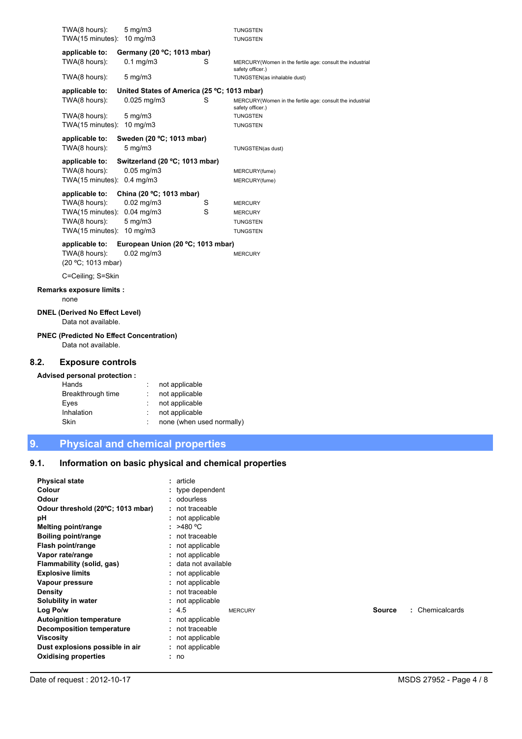| | | | |
|---|---|---|---|
| TWA(8 hours): | 5 mg/m3 | | TUNGSTEN |
| TWA(15 minutes): | 10 mg/m3 | | TUNGSTEN |

**applicable to: Germany (20 ºC; 1013 mbar)**

| | | | |
|---|---|---|---|
| TWA(8 hours): | 0.1 mg/m3 | S | MERCURY(Women in the fertile age: consult the industrial safety officer.) |
| TWA(8 hours): | 5 mg/m3 | | TUNGSTEN(as inhalable dust) |

**applicable to: United States of America (25 ºC; 1013 mbar)**

| | | | |
|---|---|---|---|
| TWA(8 hours): | 0.025 mg/m3 | S | MERCURY(Women in the fertile age: consult the industrial safety officer.) |
| TWA(8 hours): | 5 mg/m3 | | TUNGSTEN |
| TWA(15 minutes): | 10 mg/m3 | | TUNGSTEN |

**applicable to: Sweden (20 ºC; 1013 mbar)**

| | | | |
|---|---|---|---|
| TWA(8 hours): | 5 mg/m3 | | TUNGSTEN(as dust) |

**applicable to: Switzerland (20 ºC; 1013 mbar)**

| | | | |
|---|---|---|---|
| TWA(8 hours): | 0.05 mg/m3 | | MERCURY(fume) |
| TWA(15 minutes): | 0.4 mg/m3 | | MERCURY(fume) |

**applicable to: China (20 ºC; 1013 mbar)**

| | | | |
|---|---|---|---|
| TWA(8 hours): | 0.02 mg/m3 | S | MERCURY |
| TWA(15 minutes): | 0.04 mg/m3 | S | MERCURY |
| TWA(8 hours): | 5 mg/m3 | | TUNGSTEN |
| TWA(15 minutes): | 10 mg/m3 | | TUNGSTEN |

**applicable to: European Union (20 ºC; 1013 mbar)**

| | | | |
|---|---|---|---|
| TWA(8 hours): (20 ºC; 1013 mbar) | 0.02 mg/m3 | | MERCURY |

C=Ceiling; S=Skin

**Remarks exposure limits :**
none

**DNEL (Derived No Effect Level)**
Data not available.

**PNEC (Predicted No Effect Concentration)**
Data not available.

## 8.2. Exposure controls

**Advised personal protection :**

| | | |
|---|---|---|
| Hands | : | not applicable |
| Breakthrough time | : | not applicable |
| Eyes | : | not applicable |
| Inhalation | : | not applicable |
| Skin | : | none (when used normally) |

# 9. Physical and chemical properties

## 9.1. Information on basic physical and chemical properties

| | | | |
|---|---|---|---|
| **Physical state** | : article | | |
| **Colour** | : type dependent | | |
| **Odour** | : odourless | | |
| **Odour threshold (20ºC; 1013 mbar)** | : not traceable | | |
| **pH** | : not applicable | | |
| **Melting point/range** | : >480 ºC | | |
| **Boiling point/range** | : not traceable | | |
| **Flash point/range** | : not applicable | | |
| **Vapor rate/range** | : not applicable | | |
| **Flammability (solid, gas)** | : data not available | | |
| **Explosive limits** | : not applicable | | |
| **Vapour pressure** | : not applicable | | |
| **Density** | : not traceable | | |
| **Solubility in water** | : not applicable | | |
| **Log Po/w** | : 4.5 | MERCURY | **Source** : Chemicalcards |
| **Autoignition temperature** | : not applicable | | |
| **Decomposition temperature** | : not traceable | | |
| **Viscosity** | : not applicable | | |
| **Dust explosions possible in air** | : not applicable | | |
| **Oxidising properties** | : no | | |

Date of request : 2012-10-17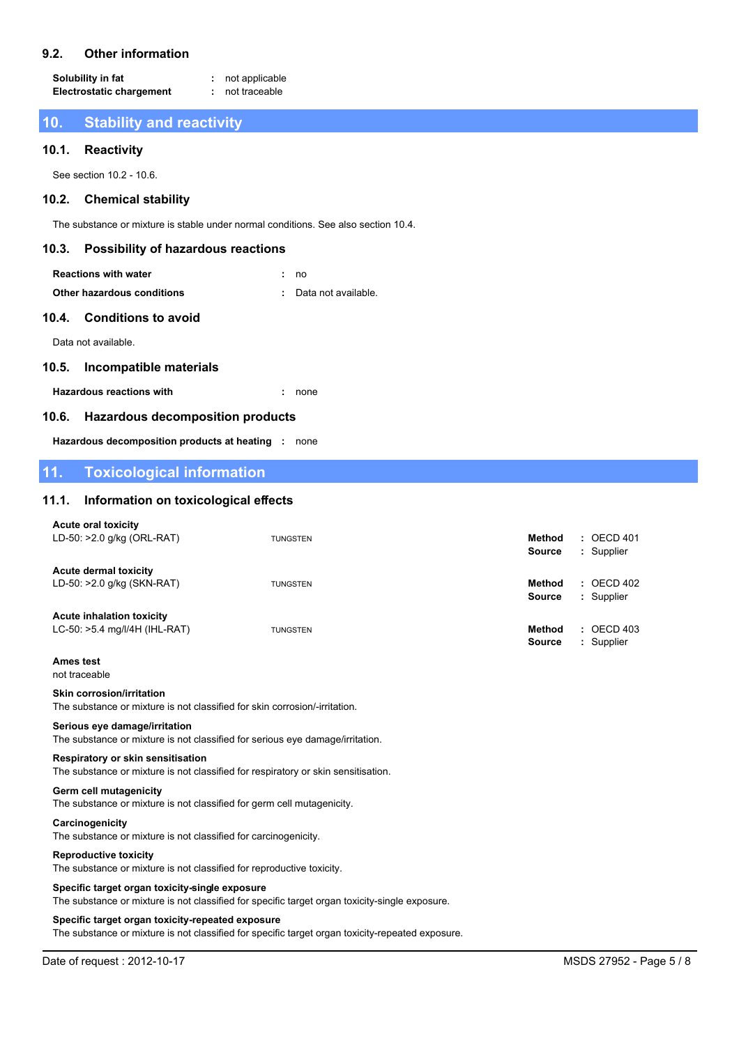### 9.2. Other information

| | | |
|---|---|---|
| **Solubility in fat** | : | not applicable |
| **Electrostatic chargement** | : | not traceable |

## 10. Stability and reactivity

### 10.1. Reactivity

See section 10.2 - 10.6.

### 10.2. Chemical stability

The substance or mixture is stable under normal conditions. See also section 10.4.

### 10.3. Possibility of hazardous reactions

| | | |
|---|---|---|
| **Reactions with water** | : | no |
| **Other hazardous conditions** | : | Data not available. |

### 10.4. Conditions to avoid

Data not available.

### 10.5. Incompatible materials

| | | |
|---|---|---|
| **Hazardous reactions with** | : | none |

### 10.6. Hazardous decomposition products

| | | |
|---|---|---|
| **Hazardous decomposition products at heating** | : | none |

## 11. Toxicological information

### 11.1. Information on toxicological effects

**Acute oral toxicity**

| | | | |
|---|---|---|---|
| LD-50: >2.0 g/kg (ORL-RAT) | TUNGSTEN | **Method** | : OECD 401 |
| | | **Source** | : Supplier |

**Acute dermal toxicity**

| | | | |
|---|---|---|---|
| LD-50: >2.0 g/kg (SKN-RAT) | TUNGSTEN | **Method** | : OECD 402 |
| | | **Source** | : Supplier |

**Acute inhalation toxicity**

| | | | |
|---|---|---|---|
| LC-50: >5.4 mg/l/4H (IHL-RAT) | TUNGSTEN | **Method** | : OECD 403 |
| | | **Source** | : Supplier |

**Ames test**
not traceable

**Skin corrosion/irritation**
The substance or mixture is not classified for skin corrosion/-irritation.

**Serious eye damage/irritation**
The substance or mixture is not classified for serious eye damage/irritation.

**Respiratory or skin sensitisation**
The substance or mixture is not classified for respiratory or skin sensitisation.

**Germ cell mutagenicity**
The substance or mixture is not classified for germ cell mutagenicity.

**Carcinogenicity**
The substance or mixture is not classified for carcinogenicity.

**Reproductive toxicity**
The substance or mixture is not classified for reproductive toxicity.

**Specific target organ toxicity-single exposure**
The substance or mixture is not classified for specific target organ toxicity-single exposure.

**Specific target organ toxicity-repeated exposure**
The substance or mixture is not classified for specific target organ toxicity-repeated exposure.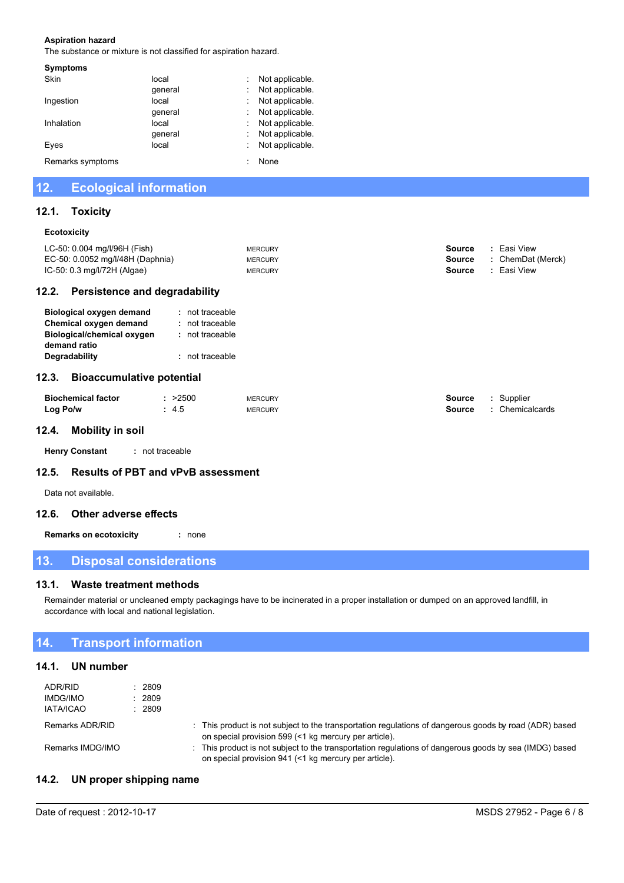**Aspiration hazard**

The substance or mixture is not classified for aspiration hazard.

**Symptoms**

| | | | |
|---|---|---|---|
| Skin | local | : | Not applicable. |
| | general | : | Not applicable. |
| Ingestion | local | : | Not applicable. |
| | general | : | Not applicable. |
| Inhalation | local | : | Not applicable. |
| | general | : | Not applicable. |
| Eyes | local | : | Not applicable. |
| Remarks symptoms | | : | None |

## 12. Ecological information

### 12.1. Toxicity

**Ecotoxicity**

| | | | |
|---|---|---|---|
| LC-50: 0.004 mg/l/96H (Fish) | MERCURY | **Source** | : Easi View |
| EC-50: 0.0052 mg/l/48H (Daphnia) | MERCURY | **Source** | : ChemDat (Merck) |
| IC-50: 0.3 mg/l/72H (Algae) | MERCURY | **Source** | : Easi View |

### 12.2. Persistence and degradability

| | |
|---|---|
| **Biological oxygen demand** | : not traceable |
| **Chemical oxygen demand** | : not traceable |
| **Biological/chemical oxygen demand ratio** | : not traceable |
| **Degradability** | : not traceable |

### 12.3. Bioaccumulative potential

| | | | | |
|---|---|---|---|---|
| **Biochemical factor** | : >2500 | MERCURY | **Source** | : Supplier |
| **Log Po/w** | : 4.5 | MERCURY | **Source** | : Chemicalcards |

### 12.4. Mobility in soil

**Henry Constant** : not traceable

### 12.5. Results of PBT and vPvB assessment

Data not available.

### 12.6. Other adverse effects

**Remarks on ecotoxicity** : none

## 13. Disposal considerations

### 13.1. Waste treatment methods

Remainder material or uncleaned empty packagings have to be incinerated in a proper installation or dumped on an approved landfill, in accordance with local and national legislation.

## 14. Transport information

### 14.1. UN number

| | |
|---|---|
| ADR/RID | : 2809 |
| IMDG/IMO | : 2809 |
| IATA/ICAO | : 2809 |
| Remarks ADR/RID | : This product is not subject to the transportation regulations of dangerous goods by road (ADR) based on special provision 599 (<1 kg mercury per article). |
| Remarks IMDG/IMO | : This product is not subject to the transportation regulations of dangerous goods by sea (IMDG) based on special provision 941 (<1 kg mercury per article). |

### 14.2. UN proper shipping name

Date of request : 2012-10-17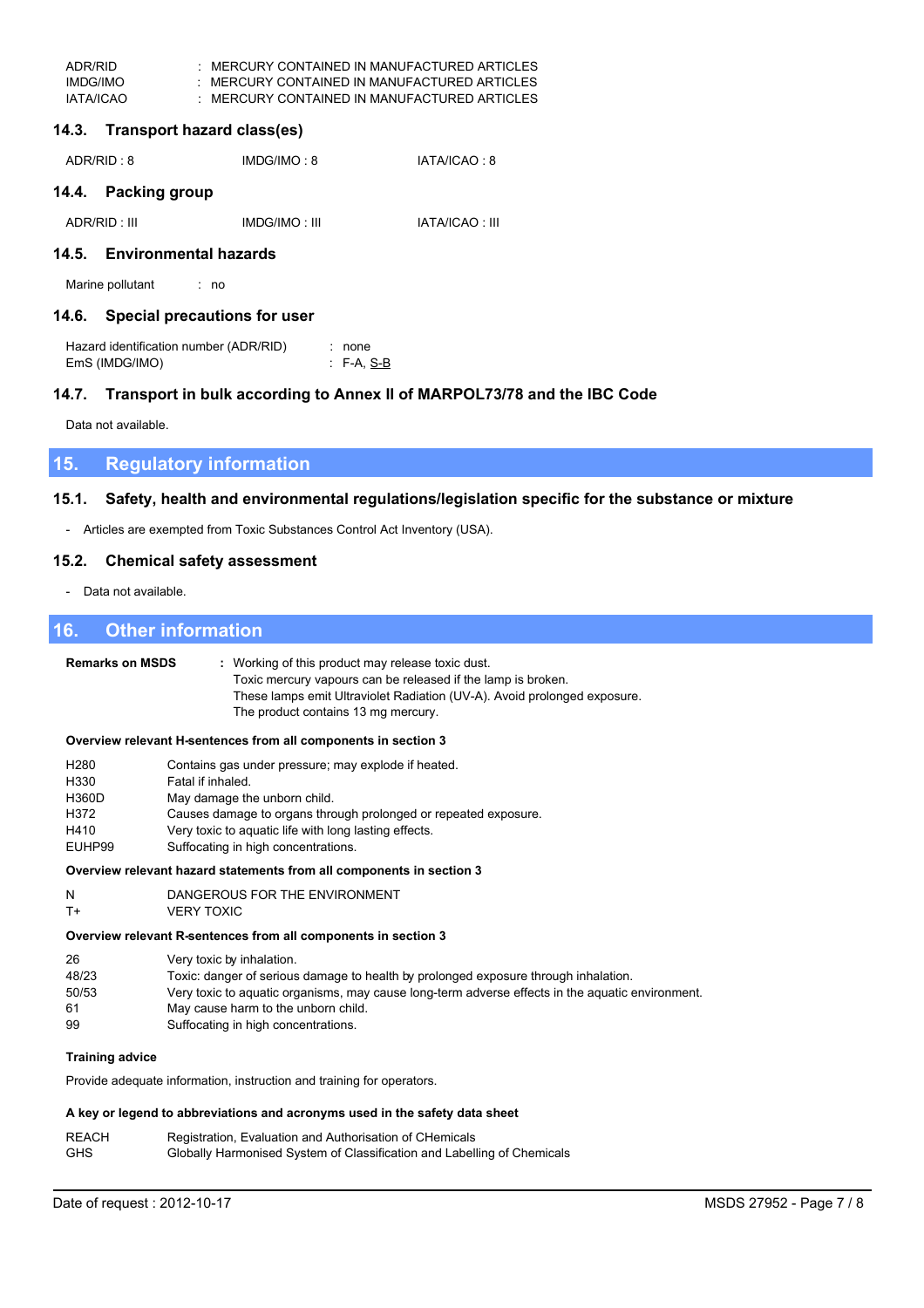ADR/RID : MERCURY CONTAINED IN MANUFACTURED ARTICLES
IMDG/IMO : MERCURY CONTAINED IN MANUFACTURED ARTICLES
IATA/ICAO : MERCURY CONTAINED IN MANUFACTURED ARTICLES

### 14.3. Transport hazard class(es)

ADR/RID : 8 IMDG/IMO : 8 IATA/ICAO : 8

### 14.4. Packing group

ADR/RID : III IMDG/IMO : III IATA/ICAO : III

### 14.5. Environmental hazards

Marine pollutant : no

### 14.6. Special precautions for user

Hazard identification number (ADR/RID) : none
EmS (IMDG/IMO) : F-A, S-B

### 14.7. Transport in bulk according to Annex II of MARPOL73/78 and the IBC Code

Data not available.

## 15. Regulatory information

### 15.1. Safety, health and environmental regulations/legislation specific for the substance or mixture

- Articles are exempted from Toxic Substances Control Act Inventory (USA).

### 15.2. Chemical safety assessment

- Data not available.

## 16. Other information

**Remarks on MSDS** : Working of this product may release toxic dust.
Toxic mercury vapours can be released if the lamp is broken.
These lamps emit Ultraviolet Radiation (UV-A). Avoid prolonged exposure.
The product contains 13 mg mercury.

**Overview relevant H-sentences from all components in section 3**

| | |
|---|---|
| H280 | Contains gas under pressure; may explode if heated. |
| H330 | Fatal if inhaled. |
| H360D | May damage the unborn child. |
| H372 | Causes damage to organs through prolonged or repeated exposure. |
| H410 | Very toxic to aquatic life with long lasting effects. |
| EUHP99 | Suffocating in high concentrations. |

**Overview relevant hazard statements from all components in section 3**

| | |
|---|---|
| N | DANGEROUS FOR THE ENVIRONMENT |
| T+ | VERY TOXIC |

**Overview relevant R-sentences from all components in section 3**

| | |
|---|---|
| 26 | Very toxic by inhalation. |
| 48/23 | Toxic: danger of serious damage to health by prolonged exposure through inhalation. |
| 50/53 | Very toxic to aquatic organisms, may cause long-term adverse effects in the aquatic environment. |
| 61 | May cause harm to the unborn child. |
| 99 | Suffocating in high concentrations. |

**Training advice**

Provide adequate information, instruction and training for operators.

**A key or legend to abbreviations and acronyms used in the safety data sheet**

| | |
|---|---|
| REACH | Registration, Evaluation and Authorisation of CHemicals |
| GHS | Globally Harmonised System of Classification and Labelling of Chemicals |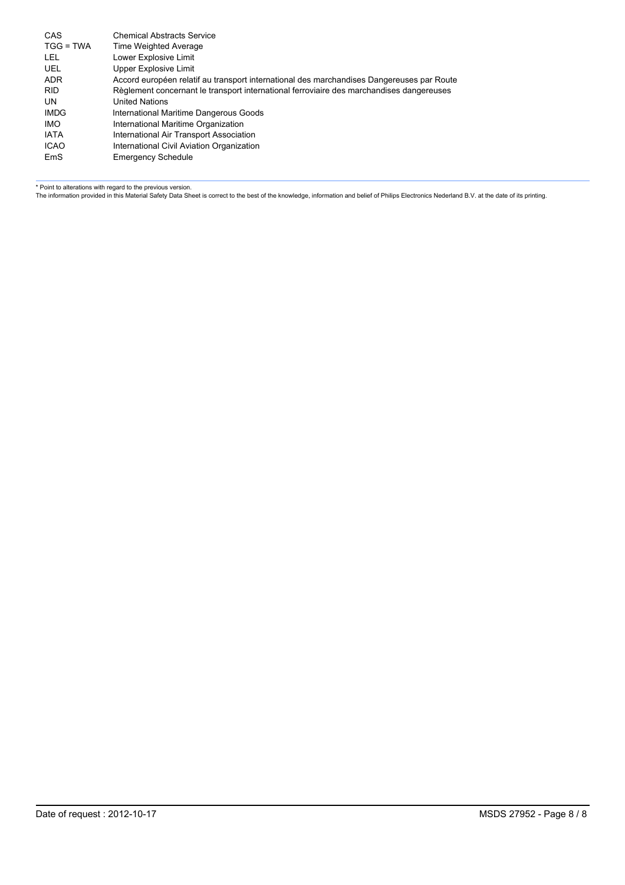| | |
|---|---|
| CAS | Chemical Abstracts Service |
| TGG = TWA | Time Weighted Average |
| LEL | Lower Explosive Limit |
| UEL | Upper Explosive Limit |
| ADR | Accord européen relatif au transport international des marchandises Dangereuses par Route |
| RID | Règlement concernant le transport international ferroviaire des marchandises dangereuses |
| UN | United Nations |
| IMDG | International Maritime Dangerous Goods |
| IMO | International Maritime Organization |
| IATA | International Air Transport Association |
| ICAO | International Civil Aviation Organization |
| EmS | Emergency Schedule |

---

* Point to alterations with regard to the previous version.

The information provided in this Material Safety Data Sheet is correct to the best of the knowledge, information and belief of Philips Electronics Nederland B.V. at the date of its printing.